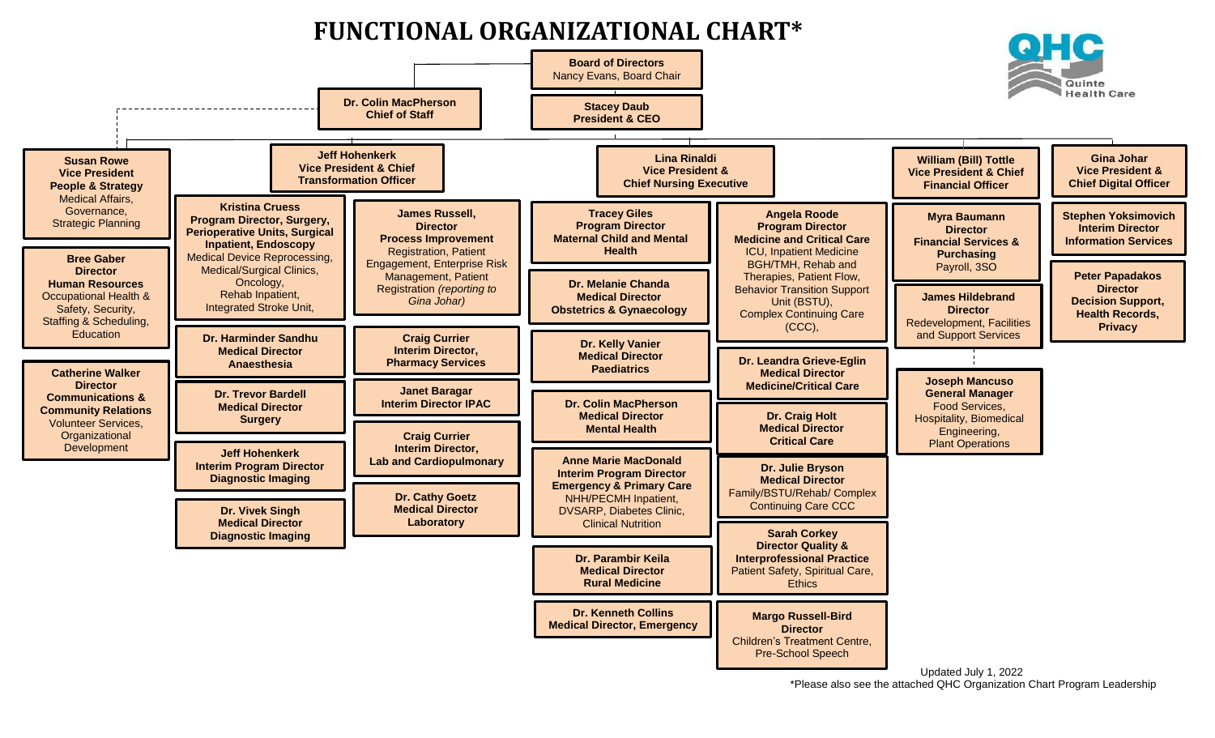# FUNCTIONAL ORGANIZATIONAL CHART*

**Board of Directors**
Nancy Evans, Board Chair

**Dr. Colin MacPherson**
**Chief of Staff**

**Stacey Daub**
**President & CEO**

---

**Susan Rowe**
**Vice President**
**People & Strategy**
Medical Affairs, Governance, Strategic Planning

- **Bree Gaber**
  **Director**
  **Human Resources**
  Occupational Health & Safety, Security, Staffing & Scheduling, Education

- **Catherine Walker**
  **Director**
  **Communications & Community Relations**
  Volunteer Services, Organizational Development

---

**Jeff Hohenkerk**
**Vice President & Chief Transformation Officer**

- **Kristina Cruess**
  **Program Director, Surgery, Perioperative Units, Surgical Inpatient, Endoscopy**
  Medical Device Reprocessing, Medical/Surgical Clinics, Oncology, Rehab Inpatient, Integrated Stroke Unit,

- **Dr. Harminder Sandhu**
  **Medical Director**
  **Anaesthesia**

- **Dr. Trevor Bardell**
  **Medical Director**
  **Surgery**

- **Jeff Hohenkerk**
  **Interim Program Director**
  **Diagnostic Imaging**

- **Dr. Vivek Singh**
  **Medical Director**
  **Diagnostic Imaging**

- **James Russell,**
  **Director**
  **Process Improvement**
  Registration, Patient Engagement, Enterprise Risk Management, Patient Registration *(reporting to Gina Johar)*

- **Craig Currier**
  **Interim Director,**
  **Pharmacy Services**

- **Janet Baragar**
  **Interim Director IPAC**

- **Craig Currier**
  **Interim Director,**
  **Lab and Cardiopulmonary**

- **Dr. Cathy Goetz**
  **Medical Director**
  **Laboratory**

---

**Lina Rinaldi**
**Vice President &**
**Chief Nursing Executive**

- **Tracey Giles**
  **Program Director**
  **Maternal Child and Mental Health**

- **Dr. Melanie Chanda**
  **Medical Director**
  **Obstetrics & Gynaecology**

- **Dr. Kelly Vanier**
  **Medical Director**
  **Paediatrics**

- **Dr. Colin MacPherson**
  **Medical Director**
  **Mental Health**

- **Anne Marie MacDonald**
  **Interim Program Director**
  **Emergency & Primary Care**
  NHH/PECMH Inpatient, DVSARP, Diabetes Clinic, Clinical Nutrition

- **Dr. Parambir Keila**
  **Medical Director**
  **Rural Medicine**

- **Dr. Kenneth Collins**
  **Medical Director, Emergency**

- **Angela Roode**
  **Program Director**
  **Medicine and Critical Care**
  ICU, Inpatient Medicine BGH/TMH, Rehab and Therapies, Patient Flow, Behavior Transition Support Unit (BSTU), Complex Continuing Care (CCC),

- **Dr. Leandra Grieve-Eglin**
  **Medical Director**
  **Medicine/Critical Care**

- **Dr. Craig Holt**
  **Medical Director**
  **Critical Care**

- **Dr. Julie Bryson**
  **Medical Director**
  Family/BSTU/Rehab/ Complex Continuing Care CCC

- **Sarah Corkey**
  **Director Quality &**
  **Interprofessional Practice**
  Patient Safety, Spiritual Care, Ethics

- **Margo Russell-Bird**
  **Director**
  Children's Treatment Centre, Pre-School Speech

---

**William (Bill) Tottle**
**Vice President & Chief Financial Officer**

- **Myra Baumann**
  **Director**
  **Financial Services & Purchasing**
  Payroll, 3SO

- **James Hildebrand**
  **Director**
  Redevelopment, Facilities and Support Services

- **Joseph Mancuso**
  **General Manager**
  Food Services, Hospitality, Biomedical Engineering, Plant Operations

---

**Gina Johar**
**Vice President &**
**Chief Digital Officer**

- **Stephen Yoksimovich**
  **Interim Director**
  **Information Services**

- **Peter Papadakos**
  **Director**
  **Decision Support, Health Records, Privacy**

---

Updated July 1, 2022

*Please also see the attached QHC Organization Chart Program Leadership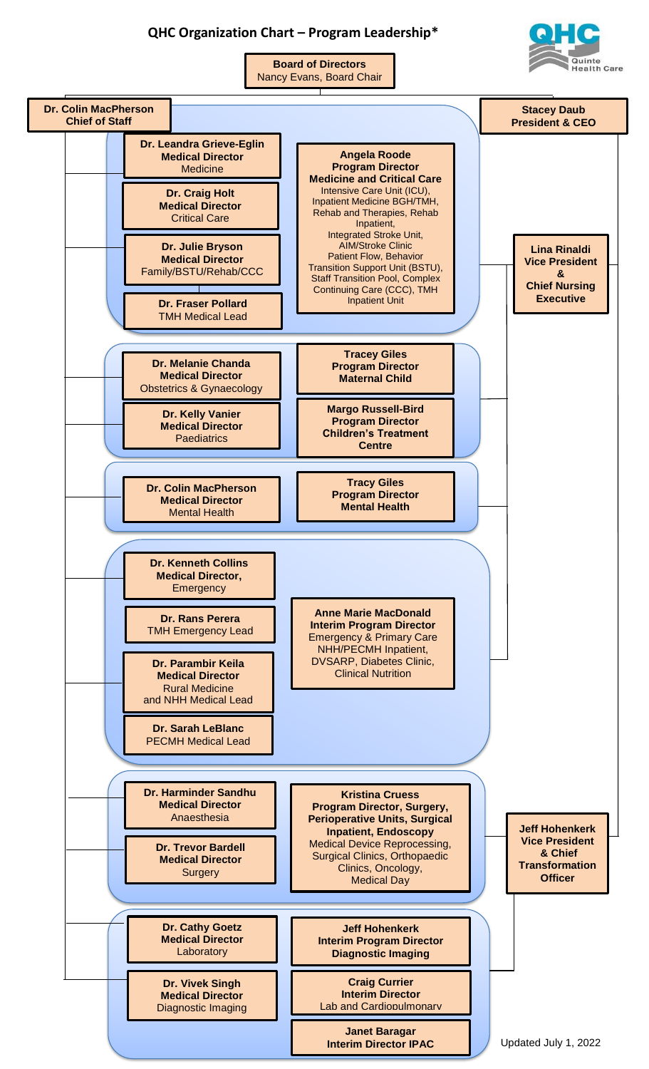# QHC Organization Chart – Program Leadership*

**Board of Directors**
Nancy Evans, Board Chair

**Dr. Colin MacPherson**
**Chief of Staff**

**Stacey Daub**
**President & CEO**

**Lina Rinaldi**
**Vice President & Chief Nursing Executive**

**Jeff Hohenkerk**
**Vice President & Chief Transformation Officer**

---

**Dr. Leandra Grieve-Eglin**
**Medical Director**
Medicine

**Dr. Craig Holt**
**Medical Director**
Critical Care

**Dr. Julie Bryson**
**Medical Director**
Family/BSTU/Rehab/CCC

**Dr. Fraser Pollard**
TMH Medical Lead

**Angela Roode**
**Program Director**
**Medicine and Critical Care**
Intensive Care Unit (ICU), Inpatient Medicine BGH/TMH, Rehab and Therapies, Rehab Inpatient, Integrated Stroke Unit, AIM/Stroke Clinic Patient Flow, Behavior Transition Support Unit (BSTU), Staff Transition Pool, Complex Continuing Care (CCC), TMH Inpatient Unit

---

**Dr. Melanie Chanda**
**Medical Director**
Obstetrics & Gynaecology

**Dr. Kelly Vanier**
**Medical Director**
Paediatrics

**Tracey Giles**
**Program Director**
**Maternal Child**

**Margo Russell-Bird**
**Program Director**
**Children's Treatment Centre**

---

**Dr. Colin MacPherson**
**Medical Director**
Mental Health

**Tracy Giles**
**Program Director**
**Mental Health**

---

**Dr. Kenneth Collins**
**Medical Director,**
Emergency

**Dr. Rans Perera**
TMH Emergency Lead

**Dr. Parambir Keila**
**Medical Director**
Rural Medicine and NHH Medical Lead

**Dr. Sarah LeBlanc**
PECMH Medical Lead

**Anne Marie MacDonald**
**Interim Program Director**
Emergency & Primary Care NHH/PECMH Inpatient, DVSARP, Diabetes Clinic, Clinical Nutrition

---

**Dr. Harminder Sandhu**
**Medical Director**
Anaesthesia

**Dr. Trevor Bardell**
**Medical Director**
Surgery

**Kristina Cruess**
**Program Director, Surgery, Perioperative Units, Surgical Inpatient, Endoscopy**
Medical Device Reprocessing, Surgical Clinics, Orthopaedic Clinics, Oncology, Medical Day

---

**Dr. Cathy Goetz**
**Medical Director**
Laboratory

**Dr. Vivek Singh**
**Medical Director**
Diagnostic Imaging

**Jeff Hohenkerk**
**Interim Program Director**
**Diagnostic Imaging**

**Craig Currier**
**Interim Director**
Lab and Cardiopulmonary

**Janet Baragar**
**Interim Director IPAC**

Updated July 1, 2022